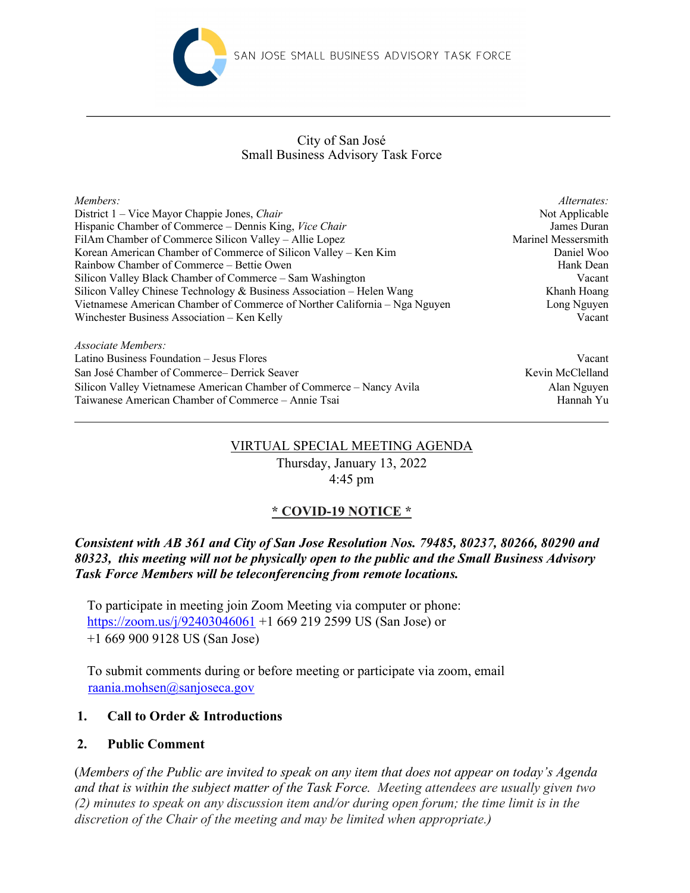SAN JOSE SMALL BUSINESS ADVISORY TASK FORCE

---

City of San José
Small Business Advisory Task Force

| *Members:* | *Alternates:* |
|---|---|
| District 1 – Vice Mayor Chappie Jones, *Chair* | Not Applicable |
| Hispanic Chamber of Commerce – Dennis King, *Vice Chair* | James Duran |
| FilAm Chamber of Commerce Silicon Valley – Allie Lopez | Marinel Messersmith |
| Korean American Chamber of Commerce of Silicon Valley – Ken Kim | Daniel Woo |
| Rainbow Chamber of Commerce – Bettie Owen | Hank Dean |
| Silicon Valley Black Chamber of Commerce – Sam Washington | Vacant |
| Silicon Valley Chinese Technology & Business Association – Helen Wang | Khanh Hoang |
| Vietnamese American Chamber of Commerce of Norther California – Nga Nguyen | Long Nguyen |
| Winchester Business Association – Ken Kelly | Vacant |
| *Associate Members:* | |
| Latino Business Foundation – Jesus Flores | Vacant |
| San José Chamber of Commerce– Derrick Seaver | Kevin McClelland |
| Silicon Valley Vietnamese American Chamber of Commerce – Nancy Avila | Alan Nguyen |
| Taiwanese American Chamber of Commerce – Annie Tsai | Hannah Yu |

---

VIRTUAL SPECIAL MEETING AGENDA
Thursday, January 13, 2022
4:45 pm

**\* COVID-19 NOTICE \***

***Consistent with AB 361 and City of San Jose Resolution Nos. 79485, 80237, 80266, 80290 and 80323, this meeting will not be physically open to the public and the Small Business Advisory Task Force Members will be teleconferencing from remote locations.***

To participate in meeting join Zoom Meeting via computer or phone:
https://zoom.us/j/92403046061 +1 669 219 2599 US (San Jose) or
+1 669 900 9128 US (San Jose)

To submit comments during or before meeting or participate via zoom, email
raania.mohsen@sanjoseca.gov

**1. Call to Order & Introductions**

**2. Public Comment**

(*Members of the Public are invited to speak on any item that does not appear on today's Agenda and that is within the subject matter of the Task Force. Meeting attendees are usually given two (2) minutes to speak on any discussion item and/or during open forum; the time limit is in the discretion of the Chair of the meeting and may be limited when appropriate.)*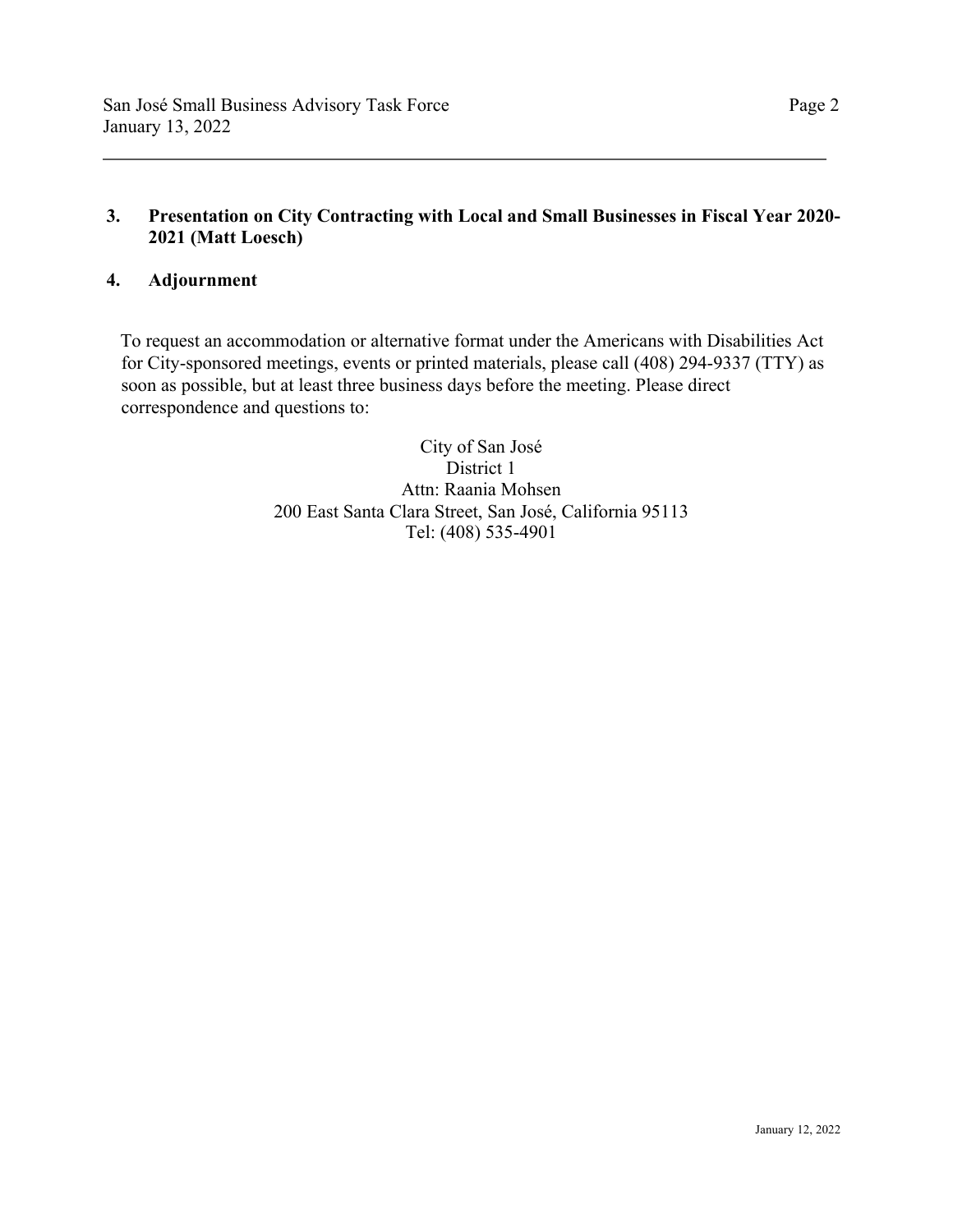**3. Presentation on City Contracting with Local and Small Businesses in Fiscal Year 2020-2021 (Matt Loesch)**

**4. Adjournment**

To request an accommodation or alternative format under the Americans with Disabilities Act for City-sponsored meetings, events or printed materials, please call (408) 294-9337 (TTY) as soon as possible, but at least three business days before the meeting. Please direct correspondence and questions to:

City of San José
District 1
Attn: Raania Mohsen
200 East Santa Clara Street, San José, California 95113
Tel: (408) 535-4901

January 12, 2022